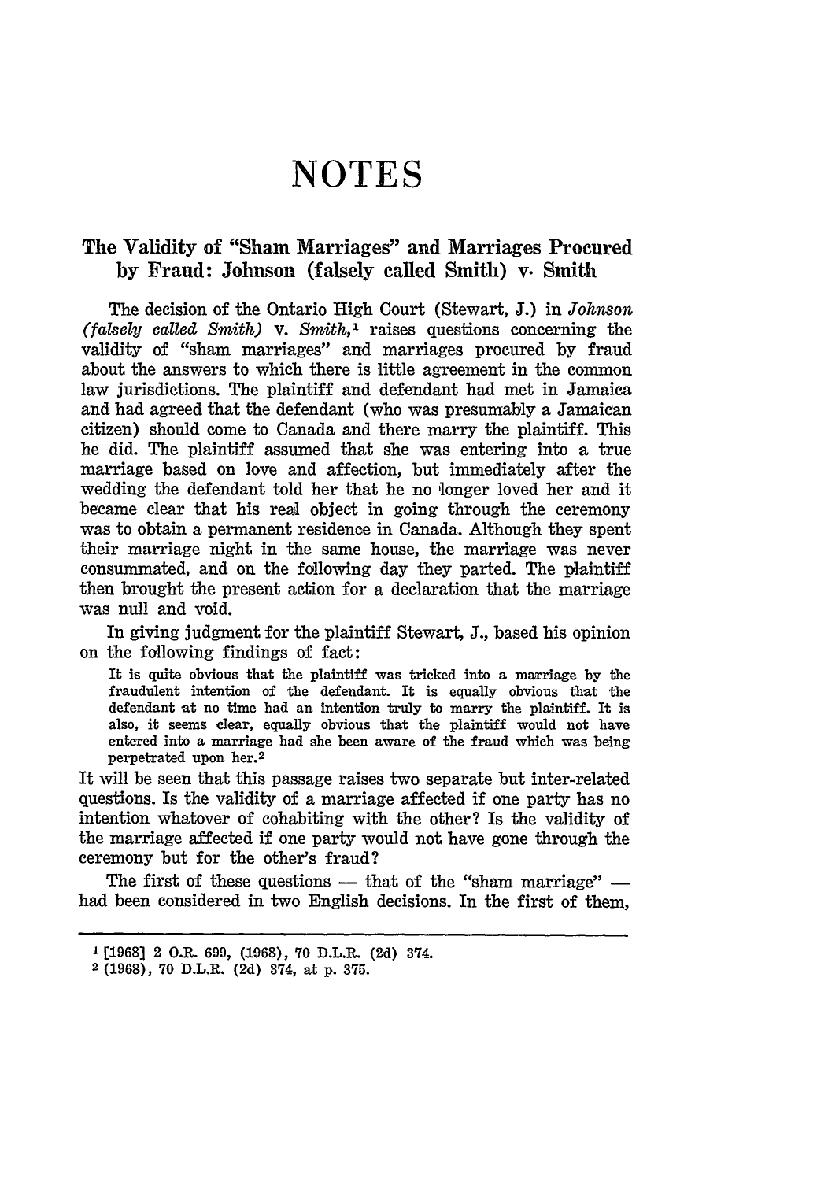# NOTES

## The Validity of "Sham Marriages" and Marriages Procured by Fraud: Johnson (falsely called Smith) v. Smith

The decision of the Ontario High Court (Stewart, J.) in *Johnson (falsely called Smith)* v. *Smith*,[1] raises questions concerning the validity of "sham marriages" and marriages procured by fraud about the answers to which there is little agreement in the common law jurisdictions. The plaintiff and defendant had met in Jamaica and had agreed that the defendant (who was presumably a Jamaican citizen) should come to Canada and there marry the plaintiff. This he did. The plaintiff assumed that she was entering into a true marriage based on love and affection, but immediately after the wedding the defendant told her that he no longer loved her and it became clear that his real object in going through the ceremony was to obtain a permanent residence in Canada. Although they spent their marriage night in the same house, the marriage was never consummated, and on the following day they parted. The plaintiff then brought the present action for a declaration that the marriage was null and void.

In giving judgment for the plaintiff Stewart, J., based his opinion on the following findings of fact:

> It is quite obvious that the plaintiff was tricked into a marriage by the fraudulent intention of the defendant. It is equally obvious that the defendant at no time had an intention truly to marry the plaintiff. It is also, it seems clear, equally obvious that the plaintiff would not have entered into a marriage had she been aware of the fraud which was being perpetrated upon her.[2]

It will be seen that this passage raises two separate but inter-related questions. Is the validity of a marriage affected if one party has no intention whatever of cohabiting with the other? Is the validity of the marriage affected if one party would not have gone through the ceremony but for the other's fraud?

The first of these questions — that of the "sham marriage" — had been considered in two English decisions. In the first of them,

---

[1] [1968] 2 O.R. 699, (1968), 70 D.L.R. (2d) 374.

[2] (1968), 70 D.L.R. (2d) 374, at p. 375.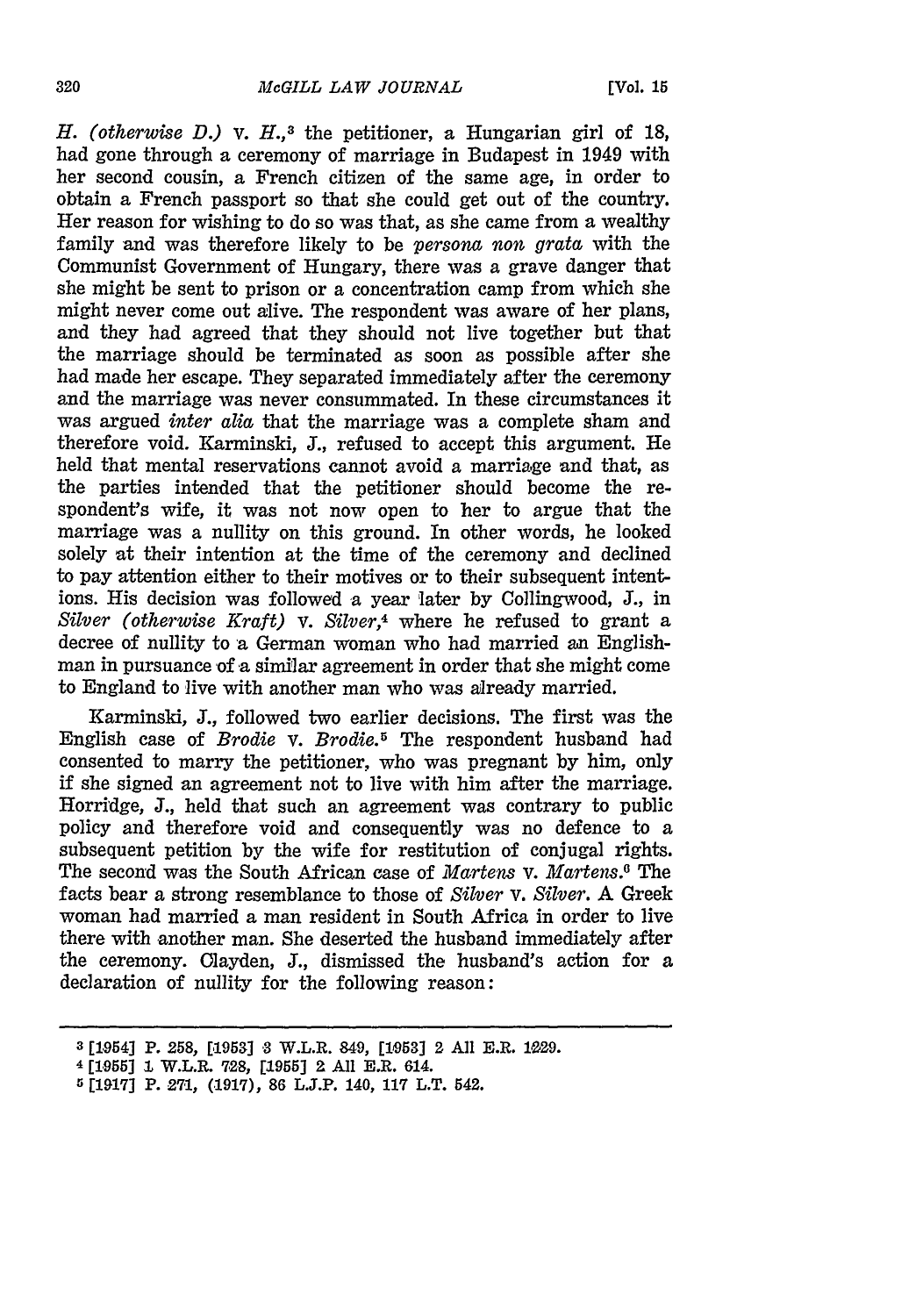*H. (otherwise D.)* v. *H.*,[3] the petitioner, a Hungarian girl of 18, had gone through a ceremony of marriage in Budapest in 1949 with her second cousin, a French citizen of the same age, in order to obtain a French passport so that she could get out of the country. Her reason for wishing to do so was that, as she came from a wealthy family and was therefore likely to be *persona non grata* with the Communist Government of Hungary, there was a grave danger that she might be sent to prison or a concentration camp from which she might never come out alive. The respondent was aware of her plans, and they had agreed that they should not live together but that the marriage should be terminated as soon as possible after she had made her escape. They separated immediately after the ceremony and the marriage was never consummated. In these circumstances it was argued *inter alia* that the marriage was a complete sham and therefore void. Karminski, J., refused to accept this argument. He held that mental reservations cannot avoid a marriage and that, as the parties intended that the petitioner should become the respondent's wife, it was not now open to her to argue that the marriage was a nullity on this ground. In other words, he looked solely at their intention at the time of the ceremony and declined to pay attention either to their motives or to their subsequent intentions. His decision was followed a year later by Collingwood, J., in *Silver (otherwise Kraft)* v. *Silver*,[4] where he refused to grant a decree of nullity to a German woman who had married an Englishman in pursuance of a similar agreement in order that she might come to England to live with another man who was already married.

Karminski, J., followed two earlier decisions. The first was the English case of *Brodie* v. *Brodie*.[5] The respondent husband had consented to marry the petitioner, who was pregnant by him, only if she signed an agreement not to live with him after the marriage. Horridge, J., held that such an agreement was contrary to public policy and therefore void and consequently was no defence to a subsequent petition by the wife for restitution of conjugal rights. The second was the South African case of *Martens* v. *Martens*.[6] The facts bear a strong resemblance to those of *Silver* v. *Silver*. A Greek woman had married a man resident in South Africa in order to live there with another man. She deserted the husband immediately after the ceremony. Clayden, J., dismissed the husband's action for a declaration of nullity for the following reason:

---

[3] [1954] P. 258, [1953] 3 W.L.R. 849, [1953] 2 All E.R. 1229.

[4] [1955] 1 W.L.R. 728, [1955] 2 All E.R. 614.

[5] [1917] P. 271, (1917), 86 L.J.P. 140, 117 L.T. 542.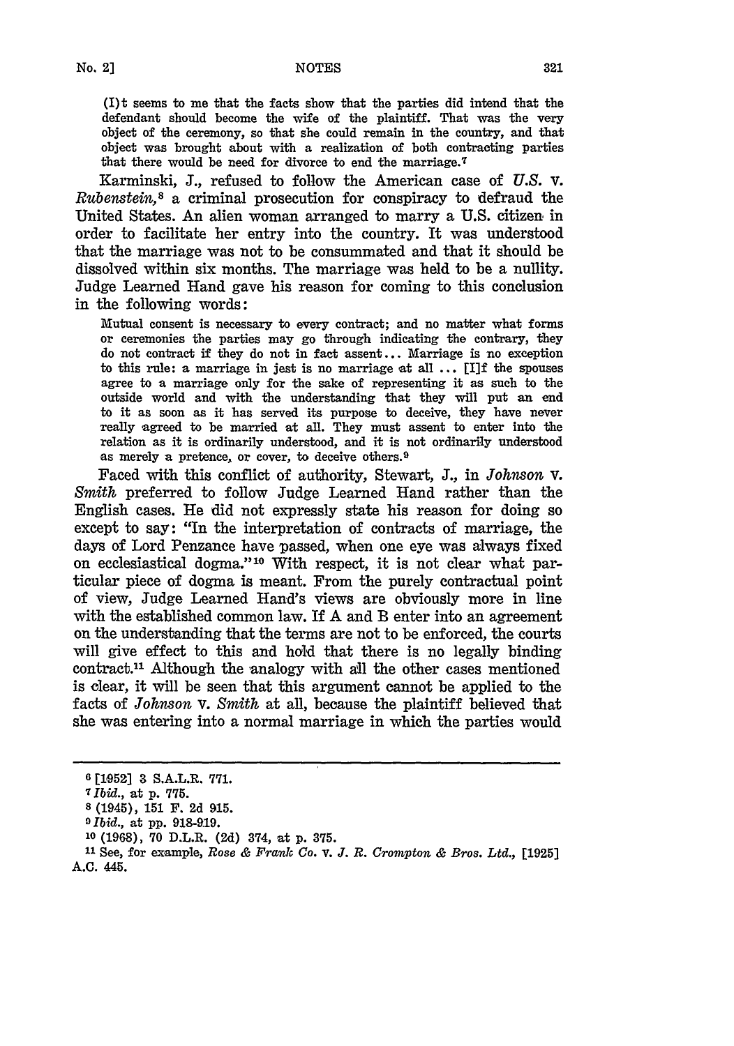> (I)t seems to me that the facts show that the parties did intend that the defendant should become the wife of the plaintiff. That was the very object of the ceremony, so that she could remain in the country, and that object was brought about with a realization of both contracting parties that there would be need for divorce to end the marriage.[7]

Karminski, J., refused to follow the American case of *U.S.* v. *Rubenstein*,[8] a criminal prosecution for conspiracy to defraud the United States. An alien woman arranged to marry a U.S. citizen in order to facilitate her entry into the country. It was understood that the marriage was not to be consummated and that it should be dissolved within six months. The marriage was held to be a nullity. Judge Learned Hand gave his reason for coming to this conclusion in the following words:

> Mutual consent is necessary to every contract; and no matter what forms or ceremonies the parties may go through indicating the contrary, they do not contract if they do not in fact assent... Marriage is no exception to this rule: a marriage in jest is no marriage at all ... [I]f the spouses agree to a marriage only for the sake of representing it as such to the outside world and with the understanding that they will put an end to it as soon as it has served its purpose to deceive, they have never really agreed to be married at all. They must assent to enter into the relation as it is ordinarily understood, and it is not ordinarily understood as merely a pretence, or cover, to deceive others.[9]

Faced with this conflict of authority, Stewart, J., in *Johnson* v. *Smith* preferred to follow Judge Learned Hand rather than the English cases. He did not expressly state his reason for doing so except to say: "In the interpretation of contracts of marriage, the days of Lord Penzance have passed, when one eye was always fixed on ecclesiastical dogma."[10] With respect, it is not clear what particular piece of dogma is meant. From the purely contractual point of view, Judge Learned Hand's views are obviously more in line with the established common law. If A and B enter into an agreement on the understanding that the terms are not to be enforced, the courts will give effect to this and hold that there is no legally binding contract.[11] Although the analogy with all the other cases mentioned is clear, it will be seen that this argument cannot be applied to the facts of *Johnson* v. *Smith* at all, because the plaintiff believed that she was entering into a normal marriage in which the parties would

---

[6] [1952] 3 S.A.L.R. 771.

[7] *Ibid.*, at p. 775.

[8] (1945), 151 F. 2d 915.

[9] *Ibid.*, at pp. 918-919.

[10] (1968), 70 D.L.R. (2d) 374, at p. 375.

[11] See, for example, *Rose & Frank Co.* v. *J. R. Crompton & Bros. Ltd.*, [1925] A.C. 445.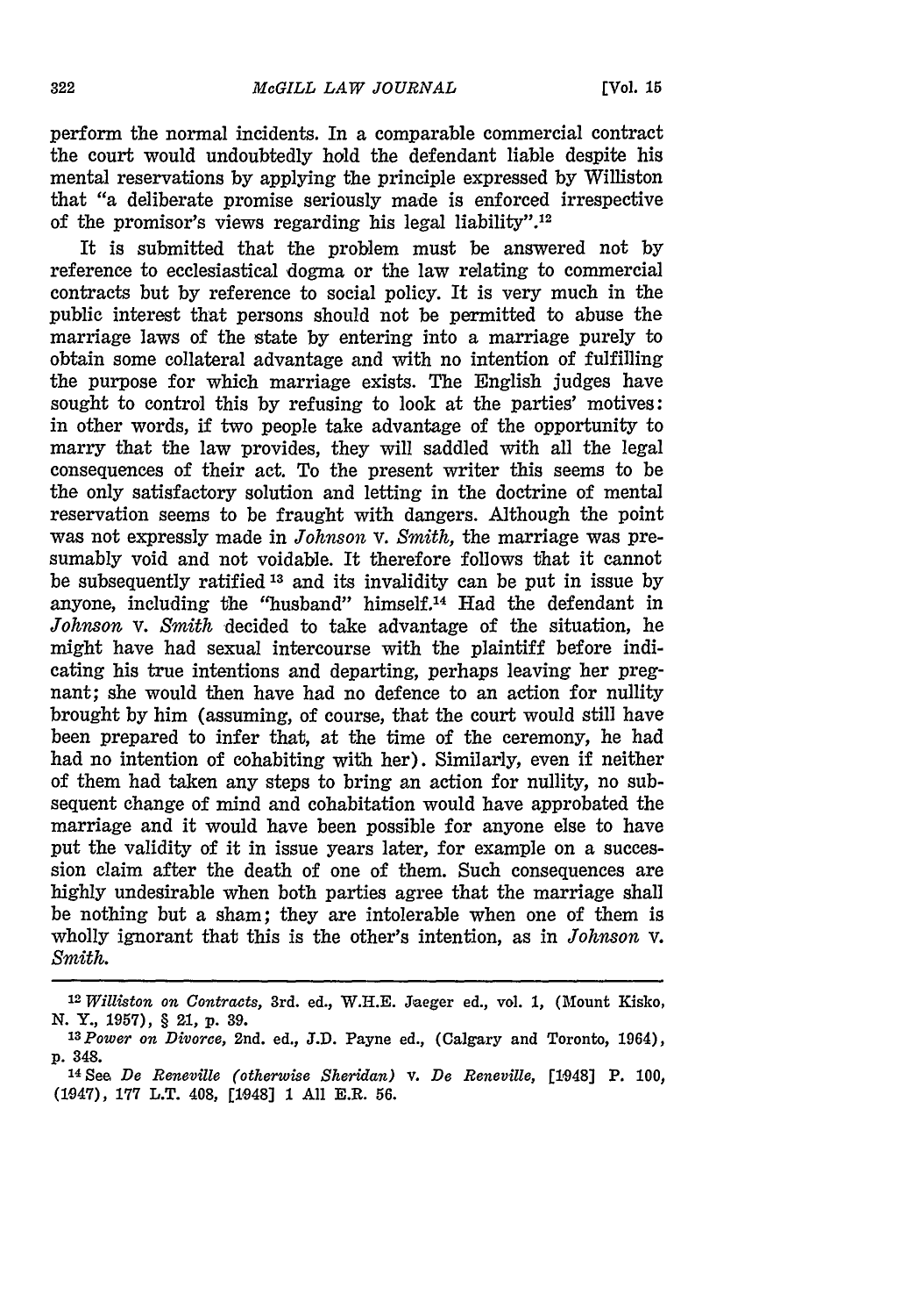perform the normal incidents. In a comparable commercial contract the court would undoubtedly hold the defendant liable despite his mental reservations by applying the principle expressed by Williston that "a deliberate promise seriously made is enforced irrespective of the promisor's views regarding his legal liability".[12]

It is submitted that the problem must be answered not by reference to ecclesiastical dogma or the law relating to commercial contracts but by reference to social policy. It is very much in the public interest that persons should not be permitted to abuse the marriage laws of the state by entering into a marriage purely to obtain some collateral advantage and with no intention of fulfilling the purpose for which marriage exists. The English judges have sought to control this by refusing to look at the parties' motives: in other words, if two people take advantage of the opportunity to marry that the law provides, they will saddled with all the legal consequences of their act. To the present writer this seems to be the only satisfactory solution and letting in the doctrine of mental reservation seems to be fraught with dangers. Although the point was not expressly made in *Johnson* v. *Smith*, the marriage was presumably void and not voidable. It therefore follows that it cannot be subsequently ratified [13] and its invalidity can be put in issue by anyone, including the "husband" himself.[14] Had the defendant in *Johnson* v. *Smith* decided to take advantage of the situation, he might have had sexual intercourse with the plaintiff before indicating his true intentions and departing, perhaps leaving her pregnant; she would then have had no defence to an action for nullity brought by him (assuming, of course, that the court would still have been prepared to infer that, at the time of the ceremony, he had had no intention of cohabiting with her). Similarly, even if neither of them had taken any steps to bring an action for nullity, no subsequent change of mind and cohabitation would have approbated the marriage and it would have been possible for anyone else to have put the validity of it in issue years later, for example on a succession claim after the death of one of them. Such consequences are highly undesirable when both parties agree that the marriage shall be nothing but a sham; they are intolerable when one of them is wholly ignorant that this is the other's intention, as in *Johnson* v. *Smith*.

---

[12] *Williston on Contracts*, 3rd. ed., W.H.E. Jaeger ed., vol. 1, (Mount Kisko, N. Y., 1957), § 21, p. 39.

[13] *Power on Divorce*, 2nd. ed., J.D. Payne ed., (Calgary and Toronto, 1964), p. 348.

[14] See *De Reneville (otherwise Sheridan)* v. *De Reneville*, [1948] P. 100, (1947), 177 L.T. 408, [1948] 1 All E.R. 56.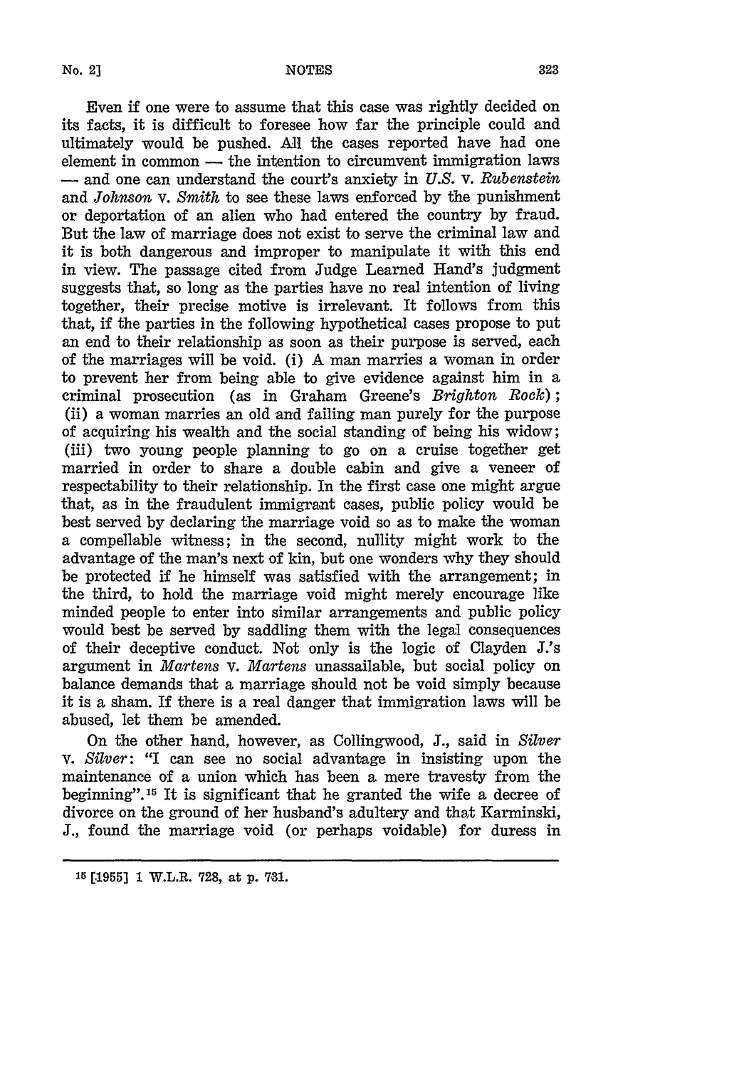Even if one were to assume that this case was rightly decided on its facts, it is difficult to foresee how far the principle could and ultimately would be pushed. All the cases reported have had one element in common — the intention to circumvent immigration laws — and one can understand the court's anxiety in *U.S.* v. *Rubenstein* and *Johnson* v. *Smith* to see these laws enforced by the punishment or deportation of an alien who had entered the country by fraud. But the law of marriage does not exist to serve the criminal law and it is both dangerous and improper to manipulate it with this end in view. The passage cited from Judge Learned Hand's judgment suggests that, so long as the parties have no real intention of living together, their precise motive is irrelevant. It follows from this that, if the parties in the following hypothetical cases propose to put an end to their relationship as soon as their purpose is served, each of the marriages will be void. (i) A man marries a woman in order to prevent her from being able to give evidence against him in a criminal prosecution (as in Graham Greene's *Brighton Rock*); (ii) a woman marries an old and failing man purely for the purpose of acquiring his wealth and the social standing of being his widow; (iii) two young people planning to go on a cruise together get married in order to share a double cabin and give a veneer of respectability to their relationship. In the first case one might argue that, as in the fraudulent immigrant cases, public policy would be best served by declaring the marriage void so as to make the woman a compellable witness; in the second, nullity might work to the advantage of the man's next of kin, but one wonders why they should be protected if he himself was satisfied with the arrangement; in the third, to hold the marriage void might merely encourage like minded people to enter into similar arrangements and public policy would best be served by saddling them with the legal consequences of their deceptive conduct. Not only is the logic of Clayden J.'s argument in *Martens* v. *Martens* unassailable, but social policy on balance demands that a marriage should not be void simply because it is a sham. If there is a real danger that immigration laws will be abused, let them be amended.

On the other hand, however, as Collingwood, J., said in *Silver* v. *Silver*: "I can see no social advantage in insisting upon the maintenance of a union which has been a mere travesty from the beginning".[15] It is significant that he granted the wife a decree of divorce on the ground of her husband's adultery and that Karminski, J., found the marriage void (or perhaps voidable) for duress in

---

[15] [1955] 1 W.L.R. 728, at p. 731.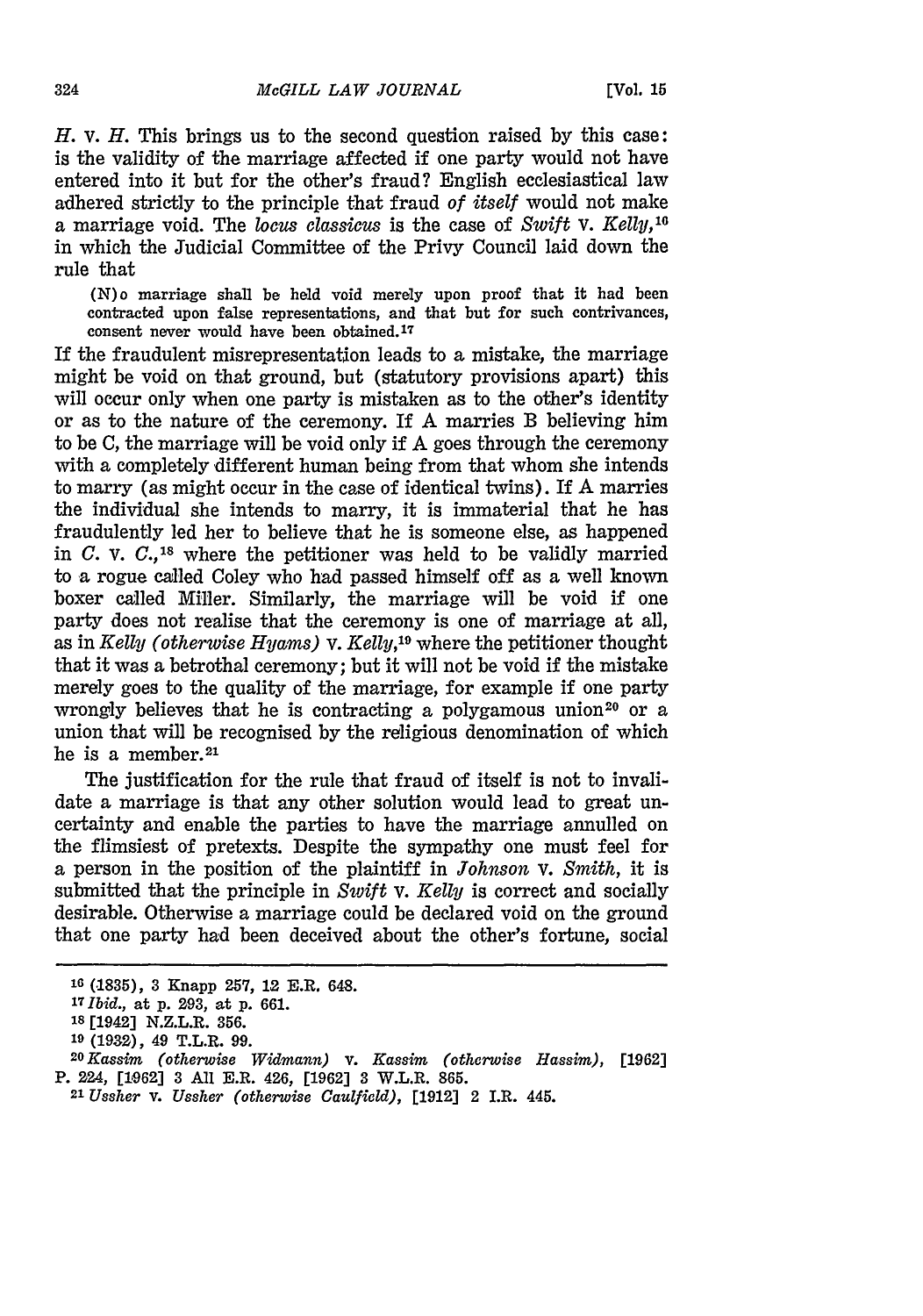*H.* v. *H.* This brings us to the second question raised by this case: is the validity of the marriage affected if one party would not have entered into it but for the other's fraud? English ecclesiastical law adhered strictly to the principle that fraud *of itself* would not make a marriage void. The *locus classicus* is the case of *Swift* v. *Kelly*,[16] in which the Judicial Committee of the Privy Council laid down the rule that

> (N)o marriage shall be held void merely upon proof that it had been contracted upon false representations, and that but for such contrivances, consent never would have been obtained.[17]

If the fraudulent misrepresentation leads to a mistake, the marriage might be void on that ground, but (statutory provisions apart) this will occur only when one party is mistaken as to the other's identity or as to the nature of the ceremony. If A marries B believing him to be C, the marriage will be void only if A goes through the ceremony with a completely different human being from that whom she intends to marry (as might occur in the case of identical twins). If A marries the individual she intends to marry, it is immaterial that he has fraudulently led her to believe that he is someone else, as happened in *C.* v. *C.*,[18] where the petitioner was held to be validly married to a rogue called Coley who had passed himself off as a well known boxer called Miller. Similarly, the marriage will be void if one party does not realise that the ceremony is one of marriage at all, as in *Kelly (otherwise Hyams)* v. *Kelly*,[19] where the petitioner thought that it was a betrothal ceremony; but it will not be void if the mistake merely goes to the quality of the marriage, for example if one party wrongly believes that he is contracting a polygamous union[20] or a union that will be recognised by the religious denomination of which he is a member.[21]

The justification for the rule that fraud of itself is not to invalidate a marriage is that any other solution would lead to great uncertainty and enable the parties to have the marriage annulled on the flimsiest of pretexts. Despite the sympathy one must feel for a person in the position of the plaintiff in *Johnson* v. *Smith*, it is submitted that the principle in *Swift* v. *Kelly* is correct and socially desirable. Otherwise a marriage could be declared void on the ground that one party had been deceived about the other's fortune, social

---

[16] (1835), 3 Knapp 257, 12 E.R. 648.

[17] *Ibid.*, at p. 293, at p. 661.

[18] [1942] N.Z.L.R. 356.

[19] (1932), 49 T.L.R. 99.

[20] *Kassim (otherwise Widmann)* v. *Kassim (otherwise Hassim)*, [1962] P. 224, [1962] 3 All E.R. 426, [1962] 3 W.L.R. 865.

[21] *Ussher* v. *Ussher (otherwise Caulfield)*, [1912] 2 I.R. 445.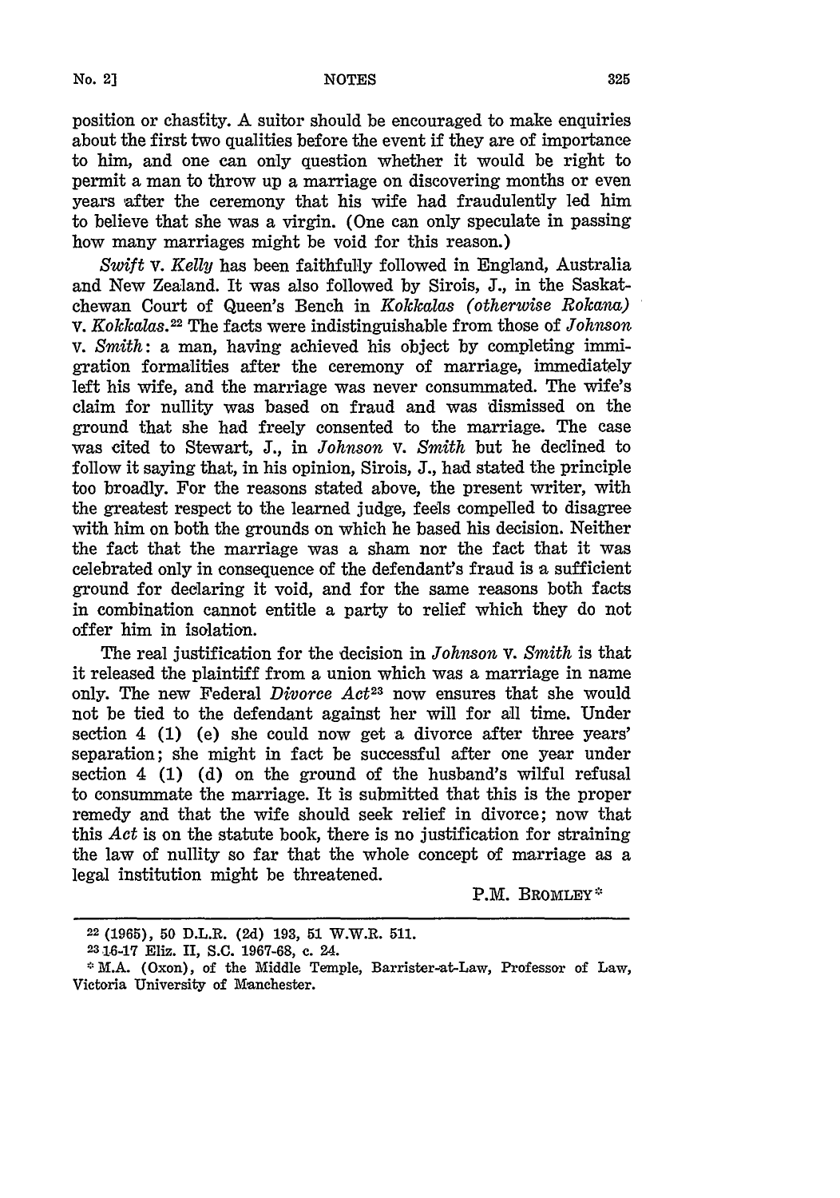position or chastity. A suitor should be encouraged to make enquiries about the first two qualities before the event if they are of importance to him, and one can only question whether it would be right to permit a man to throw up a marriage on discovering months or even years after the ceremony that his wife had fraudulently led him to believe that she was a virgin. (One can only speculate in passing how many marriages might be void for this reason.)

*Swift* v. *Kelly* has been faithfully followed in England, Australia and New Zealand. It was also followed by Sirois, J., in the Saskatchewan Court of Queen's Bench in *Kokkalas (otherwise Rokana)* v. *Kokkalas*.[22] The facts were indistinguishable from those of *Johnson* v. *Smith*: a man, having achieved his object by completing immigration formalities after the ceremony of marriage, immediately left his wife, and the marriage was never consummated. The wife's claim for nullity was based on fraud and was dismissed on the ground that she had freely consented to the marriage. The case was cited to Stewart, J., in *Johnson* v. *Smith* but he declined to follow it saying that, in his opinion, Sirois, J., had stated the principle too broadly. For the reasons stated above, the present writer, with the greatest respect to the learned judge, feels compelled to disagree with him on both the grounds on which he based his decision. Neither the fact that the marriage was a sham nor the fact that it was celebrated only in consequence of the defendant's fraud is a sufficient ground for declaring it void, and for the same reasons both facts in combination cannot entitle a party to relief which they do not offer him in isolation.

The real justification for the decision in *Johnson* v. *Smith* is that it released the plaintiff from a union which was a marriage in name only. The new Federal *Divorce Act*[23] now ensures that she would not be tied to the defendant against her will for all time. Under section 4 (1) (e) she could now get a divorce after three years' separation; she might in fact be successful after one year under section 4 (1) (d) on the ground of the husband's wilful refusal to consummate the marriage. It is submitted that this is the proper remedy and that the wife should seek relief in divorce; now that this *Act* is on the statute book, there is no justification for straining the law of nullity so far that the whole concept of marriage as a legal institution might be threatened.

P.M. BROMLEY*

---

[22] (1965), 50 D.L.R. (2d) 193, 51 W.W.R. 511.

[23] 16-17 Eliz. II, S.C. 1967-68, c. 24.

\* M.A. (Oxon), of the Middle Temple, Barrister-at-Law, Professor of Law, Victoria University of Manchester.